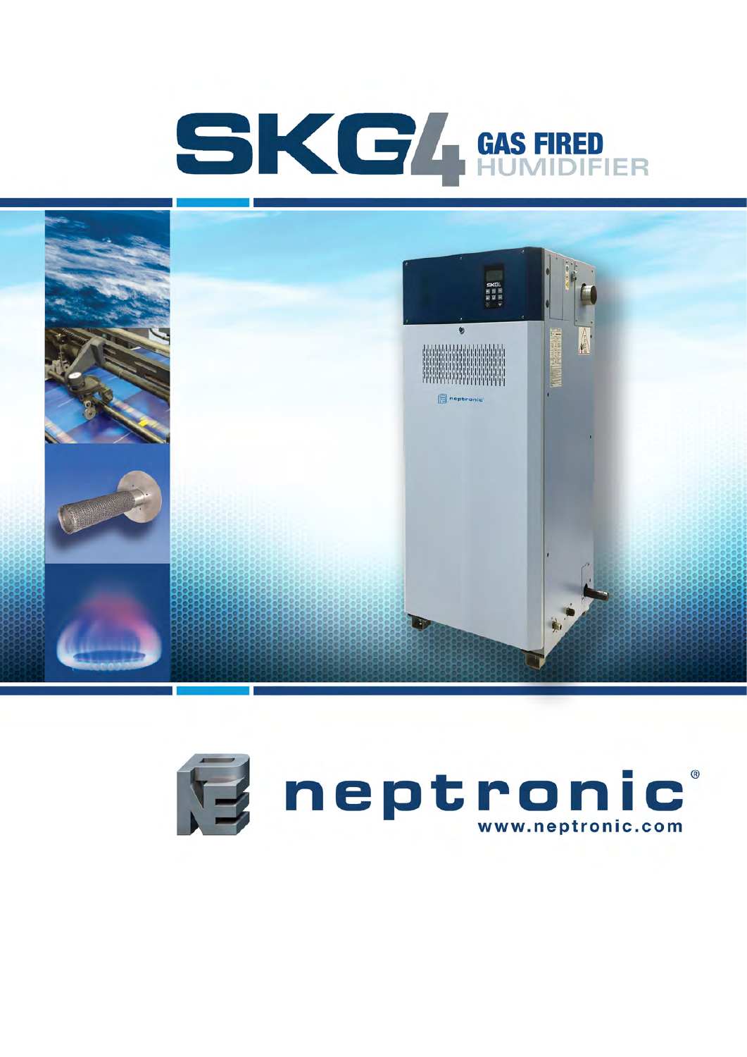# SKG4 GAS FIRED HUMIDIFIER

neptronic®

www.neptronic.com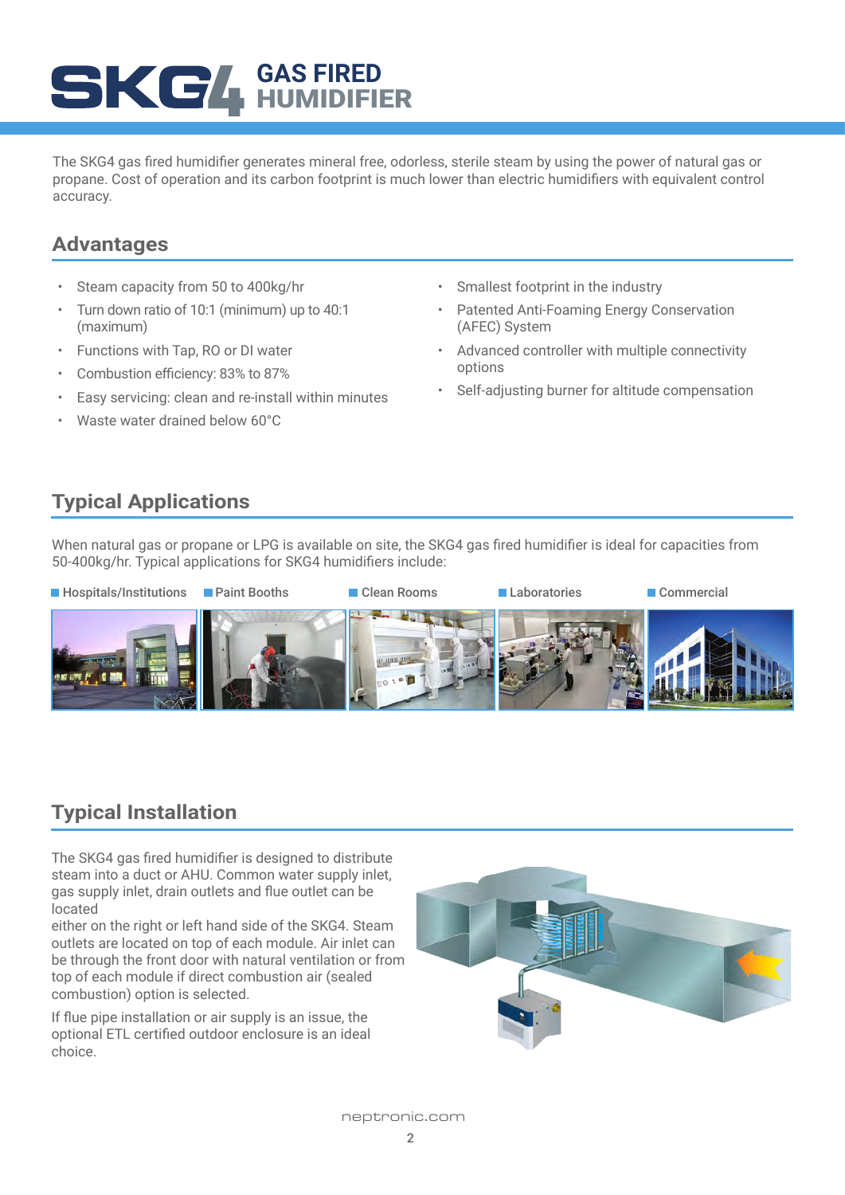# SKG4 GAS FIRED HUMIDIFIER

The SKG4 gas fired humidifier generates mineral free, odorless, sterile steam by using the power of natural gas or propane. Cost of operation and its carbon footprint is much lower than electric humidifiers with equivalent control accuracy.

## Advantages

- Steam capacity from 50 to 400kg/hr
- Turn down ratio of 10:1 (minimum) up to 40:1 (maximum)
- Functions with Tap, RO or DI water
- Combustion efficiency: 83% to 87%
- Easy servicing: clean and re-install within minutes
- Waste water drained below 60°C
- Smallest footprint in the industry
- Patented Anti-Foaming Energy Conservation (AFEC) System
- Advanced controller with multiple connectivity options
- Self-adjusting burner for altitude compensation

## Typical Applications

When natural gas or propane or LPG is available on site, the SKG4 gas fired humidifier is ideal for capacities from 50-400kg/hr. Typical applications for SKG4 humidifiers include:

- Hospitals/Institutions
- Paint Booths
- Clean Rooms
- Laboratories
- Commercial

## Typical Installation

The SKG4 gas fired humidifier is designed to distribute steam into a duct or AHU. Common water supply inlet, gas supply inlet, drain outlets and flue outlet can be located
either on the right or left hand side of the SKG4. Steam outlets are located on top of each module. Air inlet can be through the front door with natural ventilation or from top of each module if direct combustion air (sealed combustion) option is selected.

If flue pipe installation or air supply is an issue, the optional ETL certified outdoor enclosure is an ideal choice.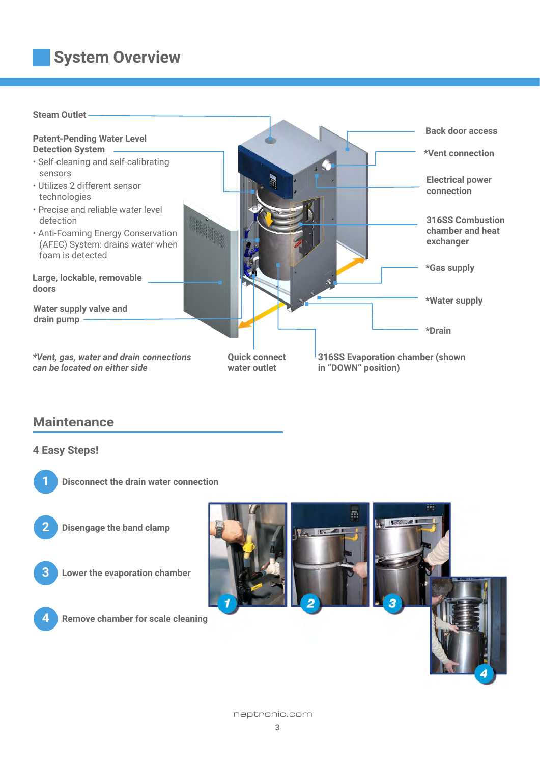## System Overview

**Steam Outlet**

**Patent-Pending Water Level Detection System**

- Self-cleaning and self-calibrating sensors
- Utilizes 2 different sensor technologies
- Precise and reliable water level detection
- Anti-Foaming Energy Conservation (AFEC) System: drains water when foam is detected

**Large, lockable, removable doors**

**Water supply valve and drain pump**

**Back door access**

***Vent connection**

**Electrical power connection**

**316SS Combustion chamber and heat exchanger**

***Gas supply**

***Water supply**

***Drain**

**Quick connect water outlet**

**316SS Evaporation chamber (shown in "DOWN" position)**

*\*Vent, gas, water and drain connections can be located on either side*

## Maintenance

### 4 Easy Steps!

1. Disconnect the drain water connection
2. Disengage the band clamp
3. Lower the evaporation chamber
4. Remove chamber for scale cleaning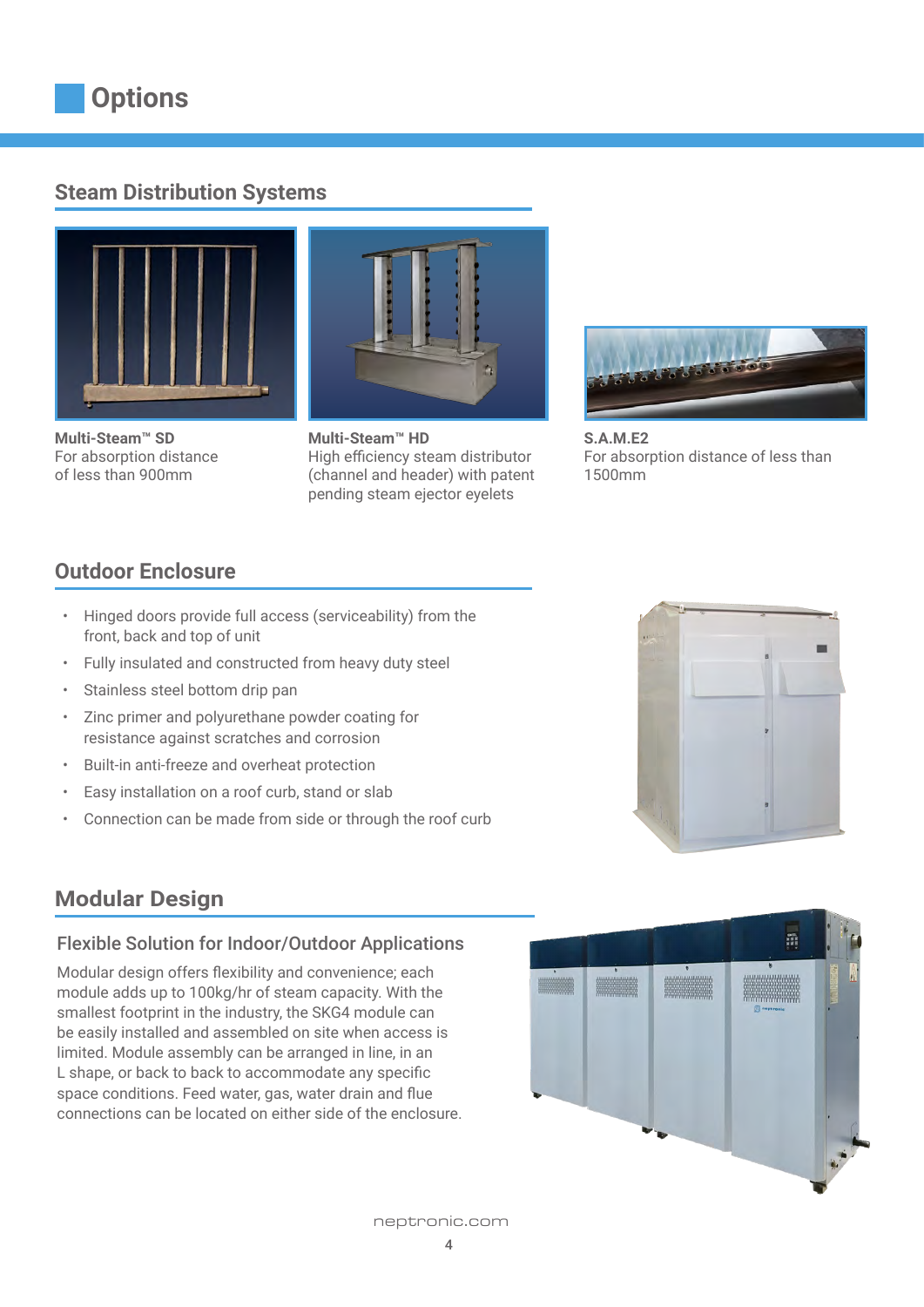# Options

## Steam Distribution Systems

**Multi-Steam™ SD**
For absorption distance of less than 900mm

**Multi-Steam™ HD**
High efficiency steam distributor (channel and header) with patent pending steam ejector eyelets

**S.A.M.E2**
For absorption distance of less than 1500mm

## Outdoor Enclosure

- Hinged doors provide full access (serviceability) from the front, back and top of unit
- Fully insulated and constructed from heavy duty steel
- Stainless steel bottom drip pan
- Zinc primer and polyurethane powder coating for resistance against scratches and corrosion
- Built-in anti-freeze and overheat protection
- Easy installation on a roof curb, stand or slab
- Connection can be made from side or through the roof curb

## Modular Design

### Flexible Solution for Indoor/Outdoor Applications

Modular design offers flexibility and convenience; each module adds up to 100kg/hr of steam capacity. With the smallest footprint in the industry, the SKG4 module can be easily installed and assembled on site when access is limited. Module assembly can be arranged in line, in an L shape, or back to back to accommodate any specific space conditions. Feed water, gas, water drain and flue connections can be located on either side of the enclosure.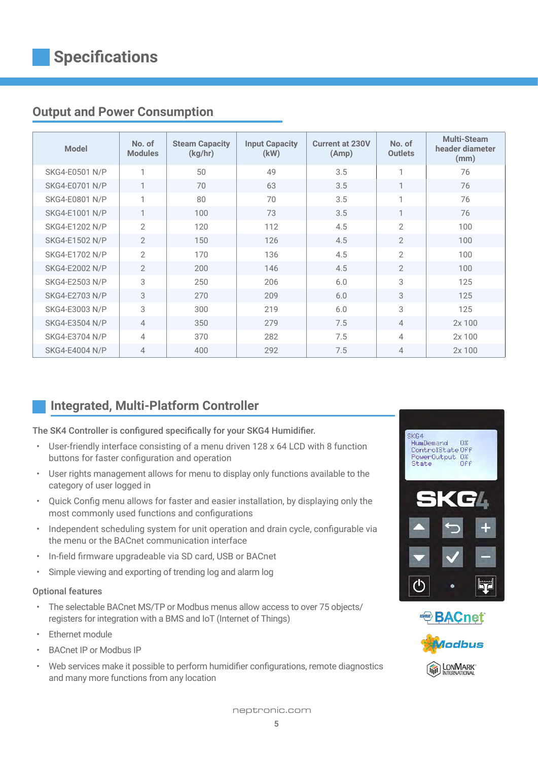# Specifications

## Output and Power Consumption

| Model | No. of Modules | Steam Capacity (kg/hr) | Input Capacity (kW) | Current at 230V (Amp) | No. of Outlets | Multi-Steam header diameter (mm) |
|---|---|---|---|---|---|---|
| SKG4-E0501 N/P | 1 | 50 | 49 | 3.5 | 1 | 76 |
| SKG4-E0701 N/P | 1 | 70 | 63 | 3.5 | 1 | 76 |
| SKG4-E0801 N/P | 1 | 80 | 70 | 3.5 | 1 | 76 |
| SKG4-E1001 N/P | 1 | 100 | 73 | 3.5 | 1 | 76 |
| SKG4-E1202 N/P | 2 | 120 | 112 | 4.5 | 2 | 100 |
| SKG4-E1502 N/P | 2 | 150 | 126 | 4.5 | 2 | 100 |
| SKG4-E1702 N/P | 2 | 170 | 136 | 4.5 | 2 | 100 |
| SKG4-E2002 N/P | 2 | 200 | 146 | 4.5 | 2 | 100 |
| SKG4-E2503 N/P | 3 | 250 | 206 | 6.0 | 3 | 125 |
| SKG4-E2703 N/P | 3 | 270 | 209 | 6.0 | 3 | 125 |
| SKG4-E3003 N/P | 3 | 300 | 219 | 6.0 | 3 | 125 |
| SKG4-E3504 N/P | 4 | 350 | 279 | 7.5 | 4 | 2x 100 |
| SKG4-E3704 N/P | 4 | 370 | 282 | 7.5 | 4 | 2x 100 |
| SKG4-E4004 N/P | 4 | 400 | 292 | 7.5 | 4 | 2x 100 |

## Integrated, Multi-Platform Controller

**The SK4 Controller is configured specifically for your SKG4 Humidifier.**

- User-friendly interface consisting of a menu driven 128 x 64 LCD with 8 function buttons for faster configuration and operation
- User rights management allows for menu to display only functions available to the category of user logged in
- Quick Config menu allows for faster and easier installation, by displaying only the most commonly used functions and configurations
- Independent scheduling system for unit operation and drain cycle, configurable via the menu or the BACnet communication interface
- In-field firmware upgradeable via SD card, USB or BACnet
- Simple viewing and exporting of trending log and alarm log

Optional features

- The selectable BACnet MS/TP or Modbus menus allow access to over 75 objects/ registers for integration with a BMS and IoT (Internet of Things)
- Ethernet module
- BACnet IP or Modbus IP
- Web services make it possible to perform humidifier configurations, remote diagnostics and many more functions from any location

neptronic.com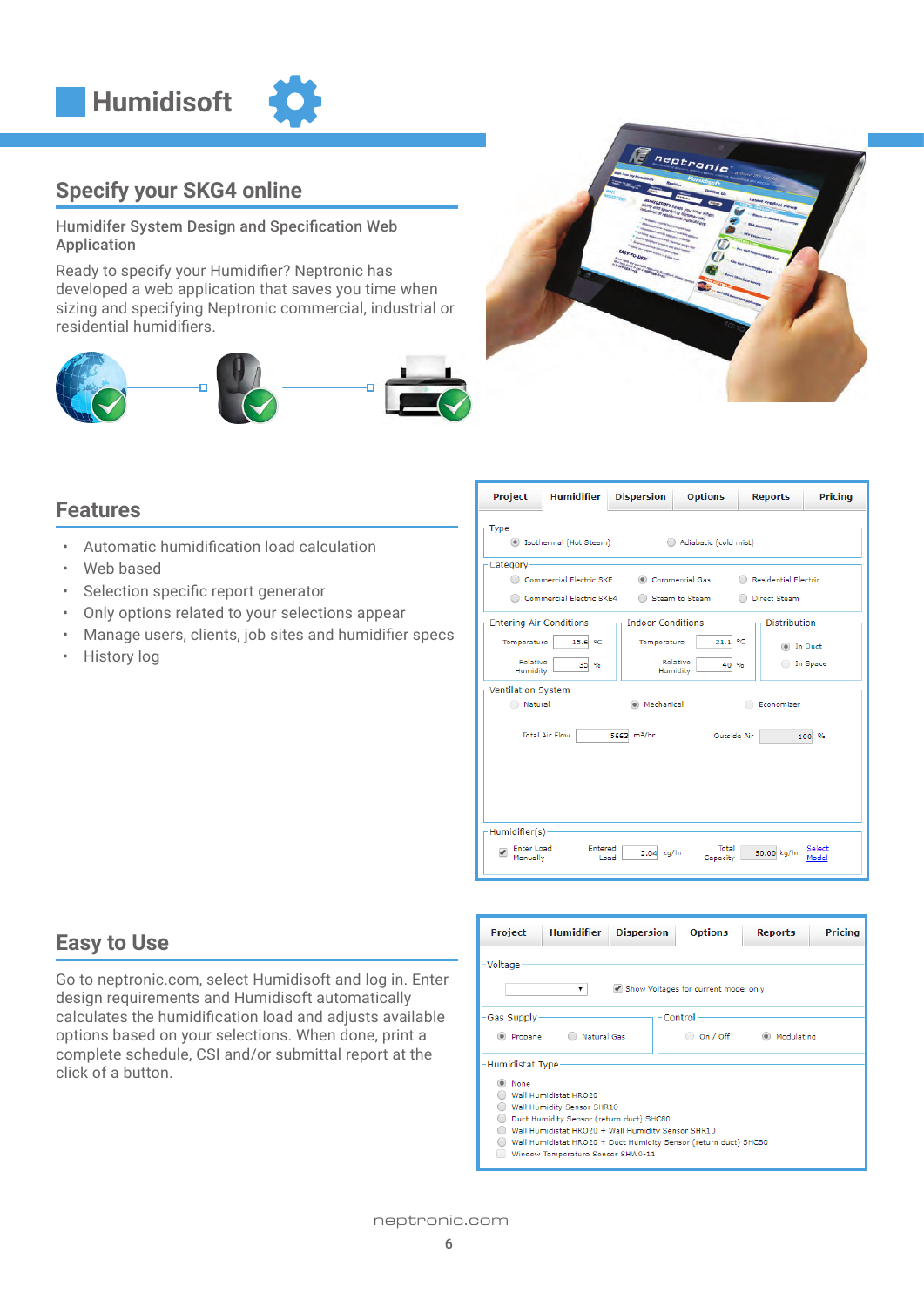# Humidisoft

## Specify your SKG4 online

### Humidifer System Design and Specification Web Application

Ready to specify your Humidifier? Neptronic has developed a web application that saves you time when sizing and specifying Neptronic commercial, industrial or residential humidifiers.

## Features

- Automatic humidification load calculation
- Web based
- Selection specific report generator
- Only options related to your selections appear
- Manage users, clients, job sites and humidifier specs
- History log

## Easy to Use

Go to neptronic.com, select Humidisoft and log in. Enter design requirements and Humidisoft automatically calculates the humidification load and adjusts available options based on your selections. When done, print a complete schedule, CSI and/or submittal report at the click of a button.

neptronic.com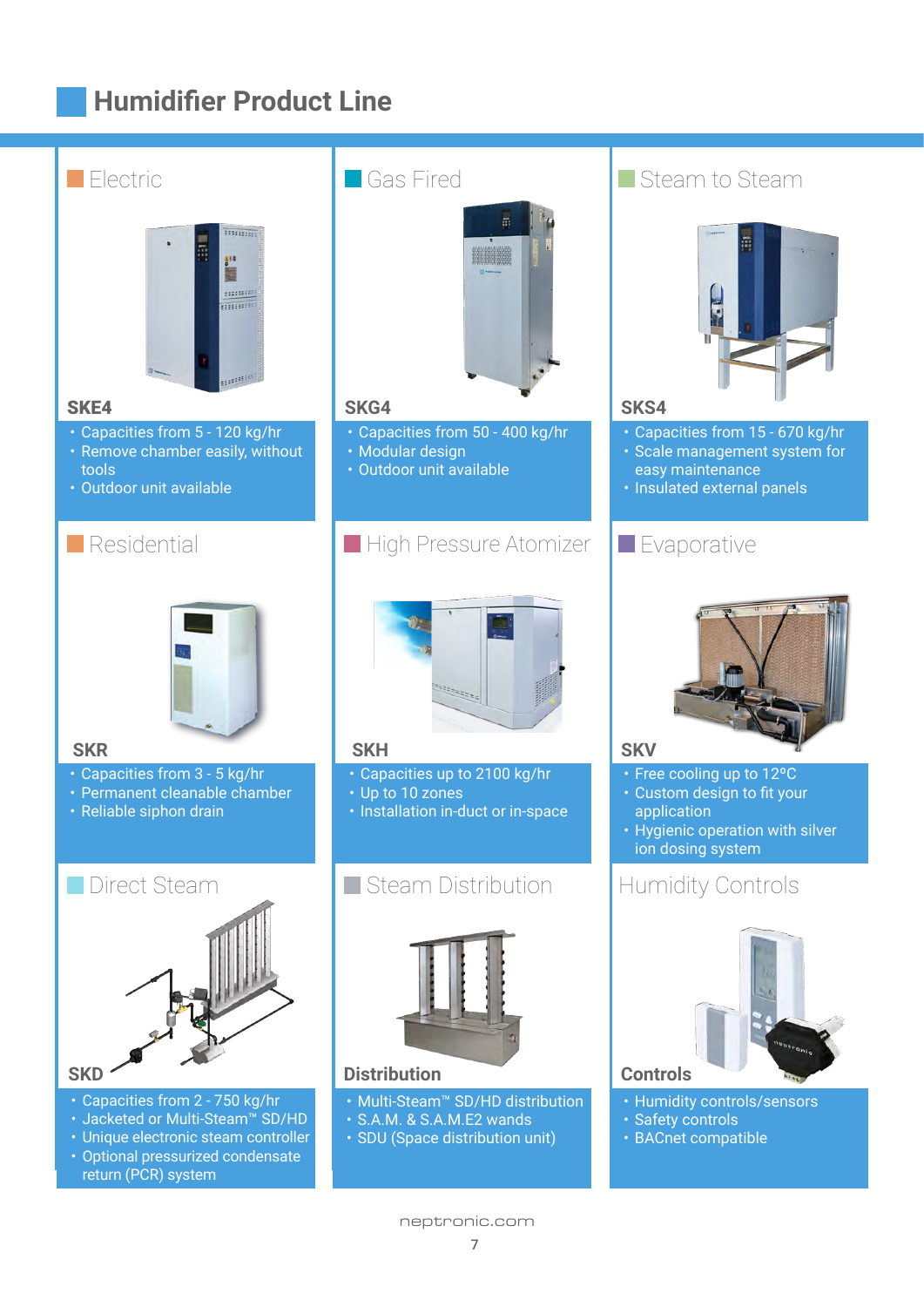# Humidifier Product Line

## Electric

### SKE4

- Capacities from 5 - 120 kg/hr
- Remove chamber easily, without tools
- Outdoor unit available

## Gas Fired

### SKG4

- Capacities from 50 - 400 kg/hr
- Modular design
- Outdoor unit available

## Steam to Steam

### SKS4

- Capacities from 15 - 670 kg/hr
- Scale management system for easy maintenance
- Insulated external panels

## Residential

### SKR

- Capacities from 3 - 5 kg/hr
- Permanent cleanable chamber
- Reliable siphon drain

## High Pressure Atomizer

### SKH

- Capacities up to 2100 kg/hr
- Up to 10 zones
- Installation in-duct or in-space

## Evaporative

### SKV

- Free cooling up to 12°C
- Custom design to fit your application
- Hygienic operation with silver ion dosing system

## Direct Steam

### SKD

- Capacities from 2 - 750 kg/hr
- Jacketed or Multi-Steam™ SD/HD
- Unique electronic steam controller
- Optional pressurized condensate return (PCR) system

## Steam Distribution

### Distribution

- Multi-Steam™ SD/HD distribution
- S.A.M. & S.A.M.E2 wands
- SDU (Space distribution unit)

## Humidity Controls

### Controls

- Humidity controls/sensors
- Safety controls
- BACnet compatible

neptronic.com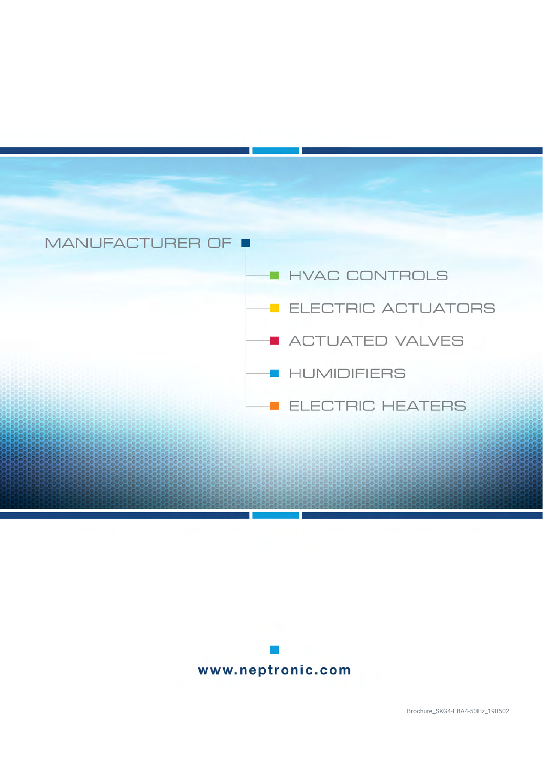MANUFACTURER OF

- HVAC CONTROLS
- ELECTRIC ACTUATORS
- ACTUATED VALVES
- HUMIDIFIERS
- ELECTRIC HEATERS

**www.neptronic.com**

Brochure_SKG4-EBA4-50Hz_190502